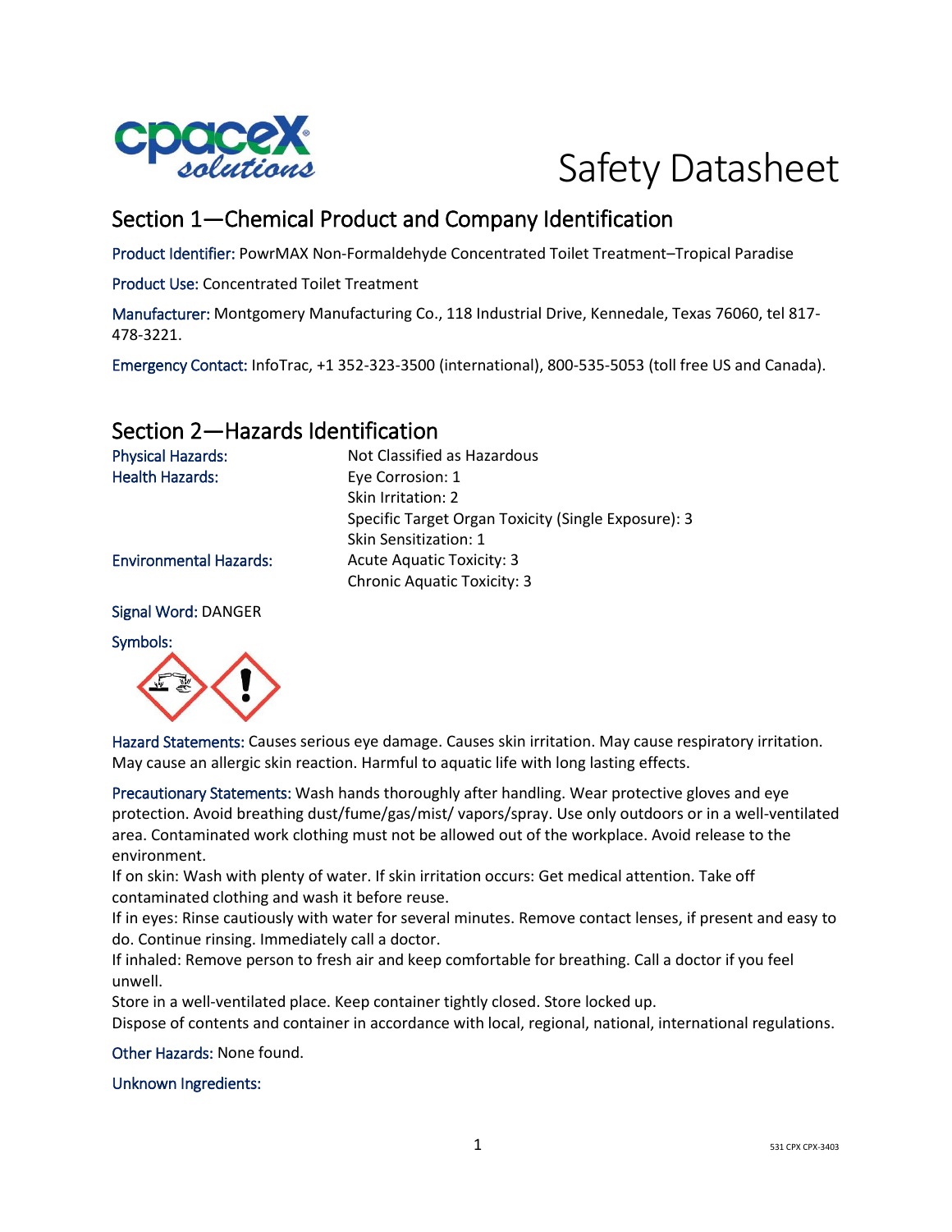# Safety Datasheet

## Section 1—Chemical Product and Company Identification

Product Identifier: PowrMAX Non-Formaldehyde Concentrated Toilet Treatment–Tropical Paradise

Product Use: Concentrated Toilet Treatment

Manufacturer: Montgomery Manufacturing Co., 118 Industrial Drive, Kennedale, Texas 76060, tel 817-478-3221.

Emergency Contact: InfoTrac, +1 352-323-3500 (international), 800-535-5053 (toll free US and Canada).

## Section 2—Hazards Identification

| | |
|---|---|
| Physical Hazards: | Not Classified as Hazardous |
| Health Hazards: | Eye Corrosion: 1 |
| | Skin Irritation: 2 |
| | Specific Target Organ Toxicity (Single Exposure): 3 |
| | Skin Sensitization: 1 |
| Environmental Hazards: | Acute Aquatic Toxicity: 3 |
| | Chronic Aquatic Toxicity: 3 |

Signal Word: DANGER

Symbols:

Hazard Statements: Causes serious eye damage. Causes skin irritation. May cause respiratory irritation. May cause an allergic skin reaction. Harmful to aquatic life with long lasting effects.

Precautionary Statements: Wash hands thoroughly after handling. Wear protective gloves and eye protection. Avoid breathing dust/fume/gas/mist/ vapors/spray. Use only outdoors or in a well-ventilated area. Contaminated work clothing must not be allowed out of the workplace. Avoid release to the environment.

If on skin: Wash with plenty of water. If skin irritation occurs: Get medical attention. Take off contaminated clothing and wash it before reuse.

If in eyes: Rinse cautiously with water for several minutes. Remove contact lenses, if present and easy to do. Continue rinsing. Immediately call a doctor.

If inhaled: Remove person to fresh air and keep comfortable for breathing. Call a doctor if you feel unwell.

Store in a well-ventilated place. Keep container tightly closed. Store locked up.

Dispose of contents and container in accordance with local, regional, national, international regulations.

Other Hazards: None found.

Unknown Ingredients: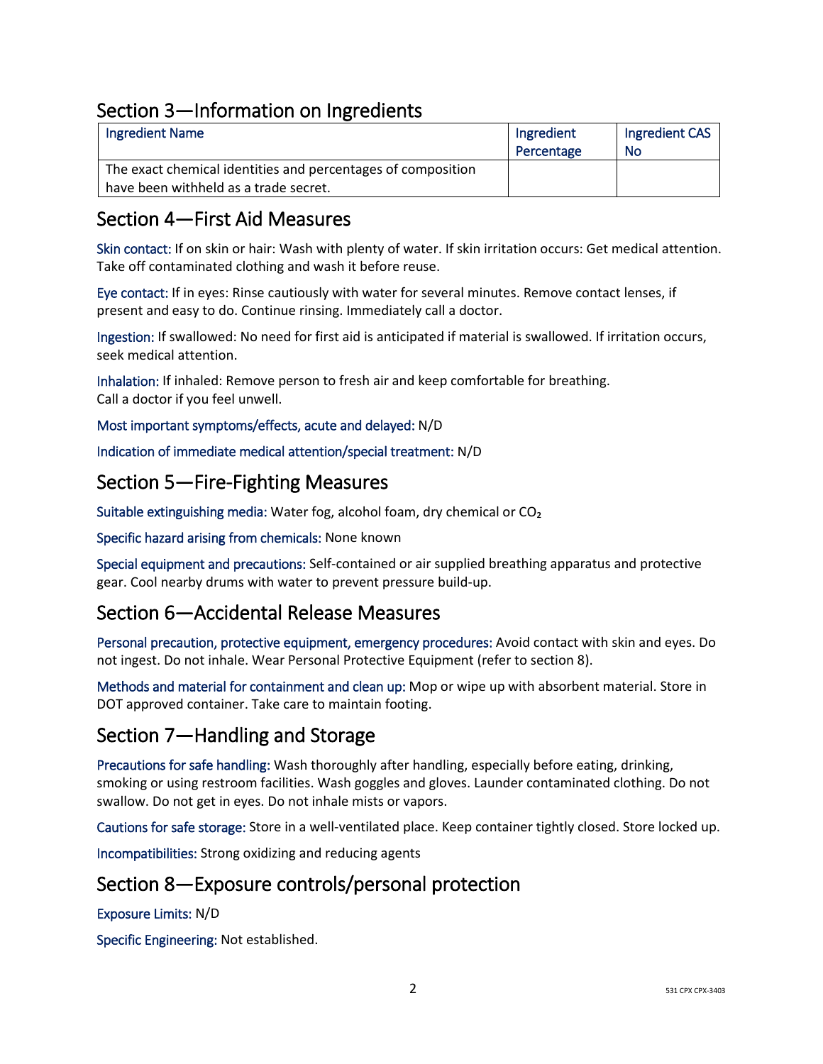## Section 3—Information on Ingredients

| Ingredient Name | Ingredient Percentage | Ingredient CAS No |
| --- | --- | --- |
| The exact chemical identities and percentages of composition have been withheld as a trade secret. | | |

## Section 4—First Aid Measures

Skin contact: If on skin or hair: Wash with plenty of water. If skin irritation occurs: Get medical attention. Take off contaminated clothing and wash it before reuse.

Eye contact: If in eyes: Rinse cautiously with water for several minutes. Remove contact lenses, if present and easy to do. Continue rinsing. Immediately call a doctor.

Ingestion: If swallowed: No need for first aid is anticipated if material is swallowed. If irritation occurs, seek medical attention.

Inhalation: If inhaled: Remove person to fresh air and keep comfortable for breathing. Call a doctor if you feel unwell.

Most important symptoms/effects, acute and delayed: N/D

Indication of immediate medical attention/special treatment: N/D

## Section 5—Fire-Fighting Measures

Suitable extinguishing media: Water fog, alcohol foam, dry chemical or $CO_2$

Specific hazard arising from chemicals: None known

Special equipment and precautions: Self-contained or air supplied breathing apparatus and protective gear. Cool nearby drums with water to prevent pressure build-up.

## Section 6—Accidental Release Measures

Personal precaution, protective equipment, emergency procedures: Avoid contact with skin and eyes. Do not ingest. Do not inhale. Wear Personal Protective Equipment (refer to section 8).

Methods and material for containment and clean up: Mop or wipe up with absorbent material. Store in DOT approved container. Take care to maintain footing.

## Section 7—Handling and Storage

Precautions for safe handling: Wash thoroughly after handling, especially before eating, drinking, smoking or using restroom facilities. Wash goggles and gloves. Launder contaminated clothing. Do not swallow. Do not get in eyes. Do not inhale mists or vapors.

Cautions for safe storage: Store in a well-ventilated place. Keep container tightly closed. Store locked up.

Incompatibilities: Strong oxidizing and reducing agents

## Section 8—Exposure controls/personal protection

Exposure Limits: N/D

Specific Engineering: Not established.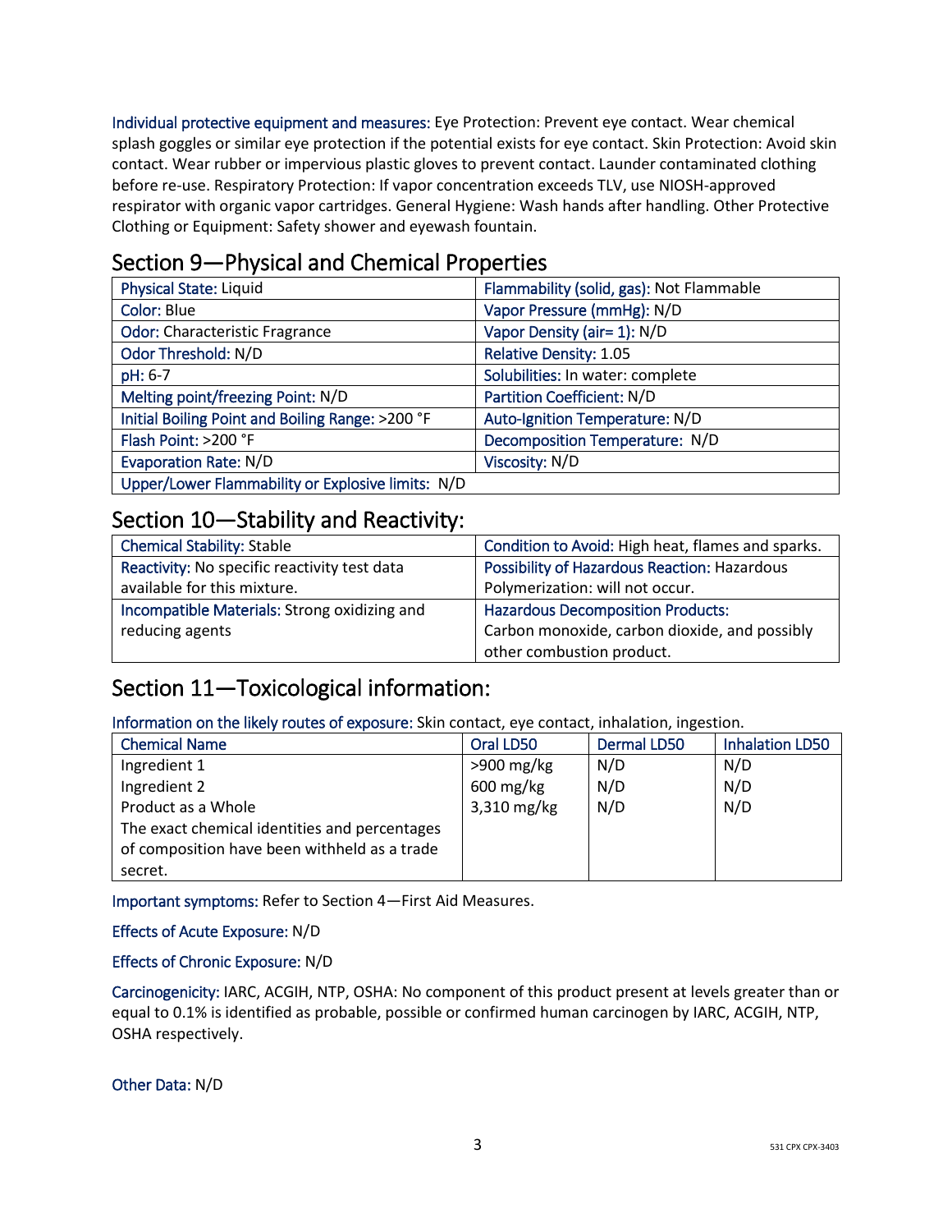**Individual protective equipment and measures:** Eye Protection: Prevent eye contact. Wear chemical splash goggles or similar eye protection if the potential exists for eye contact. Skin Protection: Avoid skin contact. Wear rubber or impervious plastic gloves to prevent contact. Launder contaminated clothing before re-use. Respiratory Protection: If vapor concentration exceeds TLV, use NIOSH-approved respirator with organic vapor cartridges. General Hygiene: Wash hands after handling. Other Protective Clothing or Equipment: Safety shower and eyewash fountain.

## Section 9—Physical and Chemical Properties

| | |
|---|---|
| Physical State: Liquid | Flammability (solid, gas): Not Flammable |
| Color: Blue | Vapor Pressure (mmHg): N/D |
| Odor: Characteristic Fragrance | Vapor Density (air= 1): N/D |
| Odor Threshold: N/D | Relative Density: 1.05 |
| pH: 6-7 | Solubilities: In water: complete |
| Melting point/freezing Point: N/D | Partition Coefficient: N/D |
| Initial Boiling Point and Boiling Range: >200 °F | Auto-Ignition Temperature: N/D |
| Flash Point: >200 °F | Decomposition Temperature: N/D |
| Evaporation Rate: N/D | Viscosity: N/D |
| Upper/Lower Flammability or Explosive limits: N/D | |

## Section 10—Stability and Reactivity:

| | |
|---|---|
| Chemical Stability: Stable | Condition to Avoid: High heat, flames and sparks. |
| Reactivity: No specific reactivity test data available for this mixture. | Possibility of Hazardous Reaction: Hazardous Polymerization: will not occur. |
| Incompatible Materials: Strong oxidizing and reducing agents | Hazardous Decomposition Products: Carbon monoxide, carbon dioxide, and possibly other combustion product. |

## Section 11—Toxicological information:

**Information on the likely routes of exposure:** Skin contact, eye contact, inhalation, ingestion.

| Chemical Name | Oral LD50 | Dermal LD50 | Inhalation LD50 |
|---|---|---|---|
| Ingredient 1 | >900 mg/kg | N/D | N/D |
| Ingredient 2 | 600 mg/kg | N/D | N/D |
| Product as a Whole | 3,310 mg/kg | N/D | N/D |
| The exact chemical identities and percentages of composition have been withheld as a trade secret. | | | |

**Important symptoms:** Refer to Section 4—First Aid Measures.

**Effects of Acute Exposure:** N/D

**Effects of Chronic Exposure:** N/D

**Carcinogenicity:** IARC, ACGIH, NTP, OSHA: No component of this product present at levels greater than or equal to 0.1% is identified as probable, possible or confirmed human carcinogen by IARC, ACGIH, NTP, OSHA respectively.

**Other Data:** N/D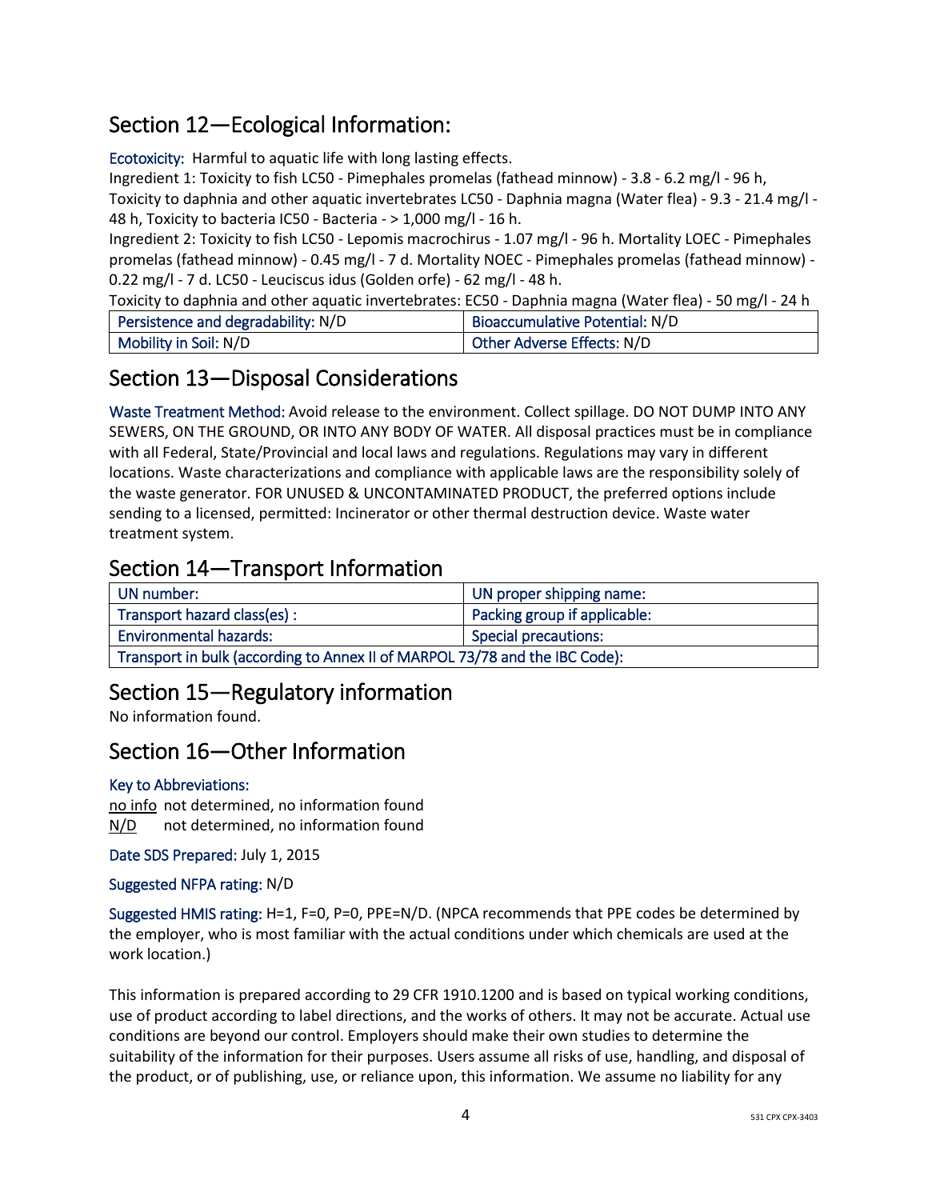## Section 12—Ecological Information:

Ecotoxicity: Harmful to aquatic life with long lasting effects.
Ingredient 1: Toxicity to fish LC50 - Pimephales promelas (fathead minnow) - 3.8 - 6.2 mg/l - 96 h, Toxicity to daphnia and other aquatic invertebrates LC50 - Daphnia magna (Water flea) - 9.3 - 21.4 mg/l - 48 h, Toxicity to bacteria IC50 - Bacteria - > 1,000 mg/l - 16 h.
Ingredient 2: Toxicity to fish LC50 - Lepomis macrochirus - 1.07 mg/l - 96 h. Mortality LOEC - Pimephales promelas (fathead minnow) - 0.45 mg/l - 7 d. Mortality NOEC - Pimephales promelas (fathead minnow) - 0.22 mg/l - 7 d. LC50 - Leuciscus idus (Golden orfe) - 62 mg/l - 48 h.
Toxicity to daphnia and other aquatic invertebrates: EC50 - Daphnia magna (Water flea) - 50 mg/l - 24 h

| Persistence and degradability: N/D | Bioaccumulative Potential: N/D |
|---|---|
| Mobility in Soil: N/D | Other Adverse Effects: N/D |

## Section 13—Disposal Considerations

Waste Treatment Method: Avoid release to the environment. Collect spillage. DO NOT DUMP INTO ANY SEWERS, ON THE GROUND, OR INTO ANY BODY OF WATER. All disposal practices must be in compliance with all Federal, State/Provincial and local laws and regulations. Regulations may vary in different locations. Waste characterizations and compliance with applicable laws are the responsibility solely of the waste generator. FOR UNUSED & UNCONTAMINATED PRODUCT, the preferred options include sending to a licensed, permitted: Incinerator or other thermal destruction device. Waste water treatment system.

## Section 14—Transport Information

| UN number: | UN proper shipping name: |
|---|---|
| Transport hazard class(es) : | Packing group if applicable: |
| Environmental hazards: | Special precautions: |
| Transport in bulk (according to Annex II of MARPOL 73/78 and the IBC Code): | |

## Section 15—Regulatory information

No information found.

## Section 16—Other Information

Key to Abbreviations:

no info not determined, no information found
N/D not determined, no information found

Date SDS Prepared: July 1, 2015

Suggested NFPA rating: N/D

Suggested HMIS rating: H=1, F=0, P=0, PPE=N/D. (NPCA recommends that PPE codes be determined by the employer, who is most familiar with the actual conditions under which chemicals are used at the work location.)

This information is prepared according to 29 CFR 1910.1200 and is based on typical working conditions, use of product according to label directions, and the works of others. It may not be accurate. Actual use conditions are beyond our control. Employers should make their own studies to determine the suitability of the information for their purposes. Users assume all risks of use, handling, and disposal of the product, or of publishing, use, or reliance upon, this information. We assume no liability for any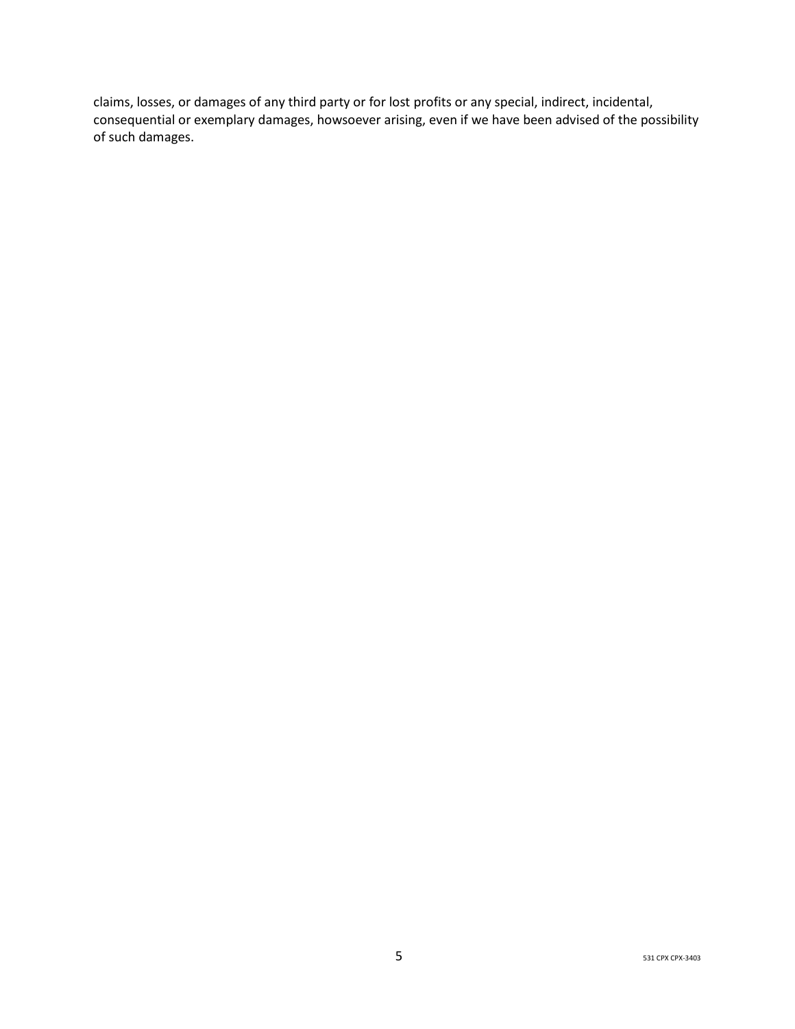claims, losses, or damages of any third party or for lost profits or any special, indirect, incidental, consequential or exemplary damages, howsoever arising, even if we have been advised of the possibility of such damages.